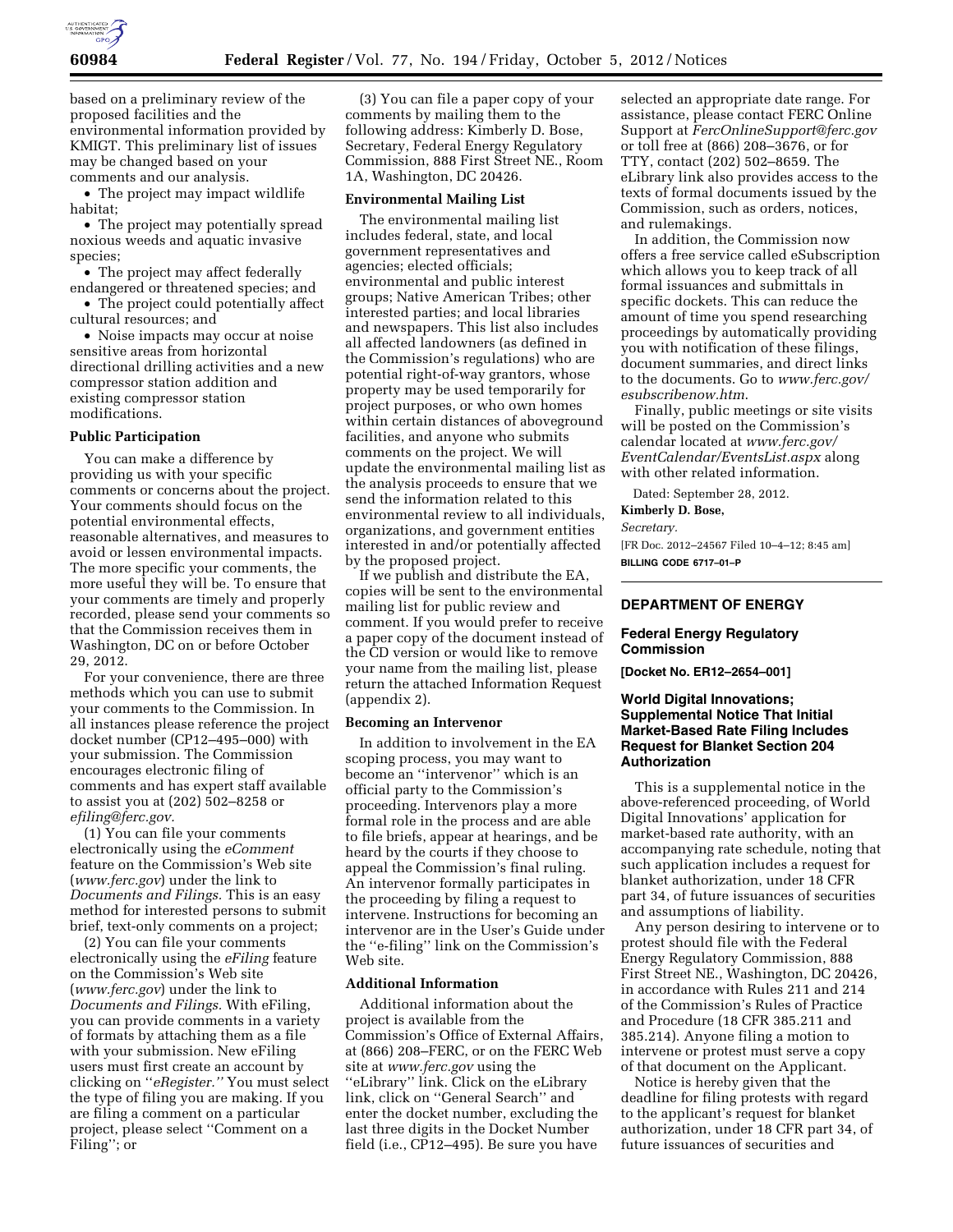based on a preliminary review of the proposed facilities and the environmental information provided by KMIGT. This preliminary list of issues may be changed based on your comments and our analysis.

- The project may impact wildlife habitat;
- The project may potentially spread noxious weeds and aquatic invasive species;
- The project may affect federally endangered or threatened species; and
- The project could potentially affect cultural resources; and
- Noise impacts may occur at noise sensitive areas from horizontal directional drilling activities and a new compressor station addition and existing compressor station modifications.

**Public Participation**

You can make a difference by providing us with your specific comments or concerns about the project. Your comments should focus on the potential environmental effects, reasonable alternatives, and measures to avoid or lessen environmental impacts. The more specific your comments, the more useful they will be. To ensure that your comments are timely and properly recorded, please send your comments so that the Commission receives them in Washington, DC on or before October 29, 2012.

For your convenience, there are three methods which you can use to submit your comments to the Commission. In all instances please reference the project docket number (CP12–495–000) with your submission. The Commission encourages electronic filing of comments and has expert staff available to assist you at (202) 502–8258 or *efiling@ferc.gov.*

(1) You can file your comments electronically using the *eComment* feature on the Commission's Web site (*www.ferc.gov*) under the link to *Documents and Filings.* This is an easy method for interested persons to submit brief, text-only comments on a project;

(2) You can file your comments electronically using the *eFiling* feature on the Commission's Web site (*www.ferc.gov*) under the link to *Documents and Filings.* With eFiling, you can provide comments in a variety of formats by attaching them as a file with your submission. New eFiling users must first create an account by clicking on ''*eRegister.''* You must select the type of filing you are making. If you are filing a comment on a particular project, please select ''Comment on a Filing''; or

(3) You can file a paper copy of your comments by mailing them to the following address: Kimberly D. Bose, Secretary, Federal Energy Regulatory Commission, 888 First Street NE., Room 1A, Washington, DC 20426.

**Environmental Mailing List**

The environmental mailing list includes federal, state, and local government representatives and agencies; elected officials; environmental and public interest groups; Native American Tribes; other interested parties; and local libraries and newspapers. This list also includes all affected landowners (as defined in the Commission's regulations) who are potential right-of-way grantors, whose property may be used temporarily for project purposes, or who own homes within certain distances of aboveground facilities, and anyone who submits comments on the project. We will update the environmental mailing list as the analysis proceeds to ensure that we send the information related to this environmental review to all individuals, organizations, and government entities interested in and/or potentially affected by the proposed project.

If we publish and distribute the EA, copies will be sent to the environmental mailing list for public review and comment. If you would prefer to receive a paper copy of the document instead of the CD version or would like to remove your name from the mailing list, please return the attached Information Request (appendix 2).

**Becoming an Intervenor**

In addition to involvement in the EA scoping process, you may want to become an ''intervenor'' which is an official party to the Commission's proceeding. Intervenors play a more formal role in the process and are able to file briefs, appear at hearings, and be heard by the courts if they choose to appeal the Commission's final ruling. An intervenor formally participates in the proceeding by filing a request to intervene. Instructions for becoming an intervenor are in the User's Guide under the ''e-filing'' link on the Commission's Web site.

**Additional Information**

Additional information about the project is available from the Commission's Office of External Affairs, at (866) 208–FERC, or on the FERC Web site at *www.ferc.gov* using the ''eLibrary'' link. Click on the eLibrary link, click on ''General Search'' and enter the docket number, excluding the last three digits in the Docket Number field (i.e., CP12–495). Be sure you have selected an appropriate date range. For assistance, please contact FERC Online Support at *FercOnlineSupport@ferc.gov* or toll free at (866) 208–3676, or for TTY, contact (202) 502–8659. The eLibrary link also provides access to the texts of formal documents issued by the Commission, such as orders, notices, and rulemakings.

In addition, the Commission now offers a free service called eSubscription which allows you to keep track of all formal issuances and submittals in specific dockets. This can reduce the amount of time you spend researching proceedings by automatically providing you with notification of these filings, document summaries, and direct links to the documents. Go to *www.ferc.gov/esubscribenow.htm*.

Finally, public meetings or site visits will be posted on the Commission's calendar located at *www.ferc.gov/EventCalendar/EventsList.aspx* along with other related information.

Dated: September 28, 2012.

**Kimberly D. Bose,**

*Secretary.*

[FR Doc. 2012–24567 Filed 10–4–12; 8:45 am]

**BILLING CODE 6717–01–P**

**DEPARTMENT OF ENERGY**

**Federal Energy Regulatory Commission**

**[Docket No. ER12–2654–001]**

**World Digital Innovations; Supplemental Notice That Initial Market-Based Rate Filing Includes Request for Blanket Section 204 Authorization**

This is a supplemental notice in the above-referenced proceeding, of World Digital Innovations' application for market-based rate authority, with an accompanying rate schedule, noting that such application includes a request for blanket authorization, under 18 CFR part 34, of future issuances of securities and assumptions of liability.

Any person desiring to intervene or to protest should file with the Federal Energy Regulatory Commission, 888 First Street NE., Washington, DC 20426, in accordance with Rules 211 and 214 of the Commission's Rules of Practice and Procedure (18 CFR 385.211 and 385.214). Anyone filing a motion to intervene or protest must serve a copy of that document on the Applicant.

Notice is hereby given that the deadline for filing protests with regard to the applicant's request for blanket authorization, under 18 CFR part 34, of future issuances of securities and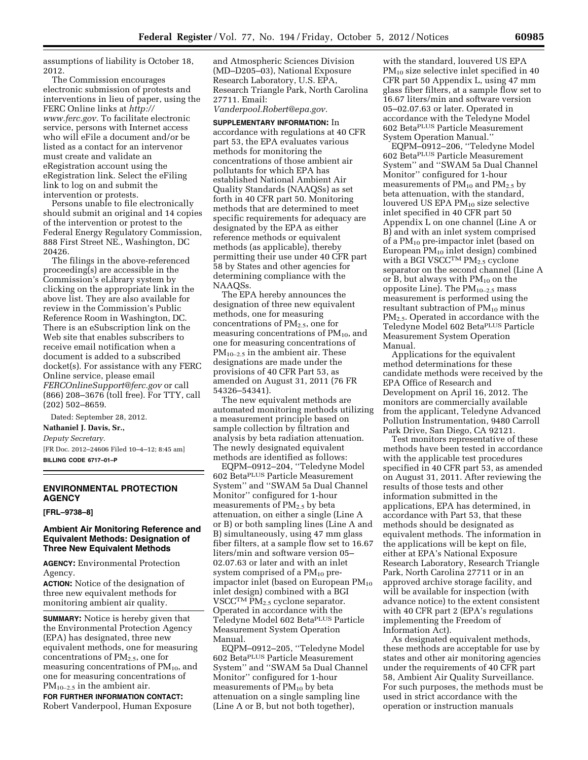assumptions of liability is October 18, 2012.

The Commission encourages electronic submission of protests and interventions in lieu of paper, using the FERC Online links at *http://www.ferc.gov*. To facilitate electronic service, persons with Internet access who will eFile a document and/or be listed as a contact for an intervenor must create and validate an eRegistration account using the eRegistration link. Select the eFiling link to log on and submit the intervention or protests.

Persons unable to file electronically should submit an original and 14 copies of the intervention or protest to the Federal Energy Regulatory Commission, 888 First Street NE., Washington, DC 20426.

The filings in the above-referenced proceeding(s) are accessible in the Commission's eLibrary system by clicking on the appropriate link in the above list. They are also available for review in the Commission's Public Reference Room in Washington, DC. There is an eSubscription link on the Web site that enables subscribers to receive email notification when a document is added to a subscribed docket(s). For assistance with any FERC Online service, please email *FERCOnlineSupport@ferc.gov* or call (866) 208–3676 (toll free). For TTY, call (202) 502–8659.

Dated: September 28, 2012.

**Nathaniel J. Davis, Sr.,**

*Deputy Secretary.*

[FR Doc. 2012–24606 Filed 10–4–12; 8:45 am]

**BILLING CODE 6717–01–P**

## ENVIRONMENTAL PROTECTION AGENCY

**[FRL–9738–8]**

### Ambient Air Monitoring Reference and Equivalent Methods: Designation of Three New Equivalent Methods

**AGENCY:** Environmental Protection Agency.

**ACTION:** Notice of the designation of three new equivalent methods for monitoring ambient air quality.

**SUMMARY:** Notice is hereby given that the Environmental Protection Agency (EPA) has designated, three new equivalent methods, one for measuring concentrations of $PM_{2.5}$, one for measuring concentrations of $PM_{10}$, and one for measuring concentrations of $PM_{10-2.5}$ in the ambient air.

**FOR FURTHER INFORMATION CONTACT:** Robert Vanderpool, Human Exposure and Atmospheric Sciences Division (MD–D205–03), National Exposure Research Laboratory, U.S. EPA, Research Triangle Park, North Carolina 27711. Email: *Vanderpool.Robert@epa.gov*.

**SUPPLEMENTARY INFORMATION:** In accordance with regulations at 40 CFR part 53, the EPA evaluates various methods for monitoring the concentrations of those ambient air pollutants for which EPA has established National Ambient Air Quality Standards (NAAQSs) as set forth in 40 CFR part 50. Monitoring methods that are determined to meet specific requirements for adequacy are designated by the EPA as either reference methods or equivalent methods (as applicable), thereby permitting their use under 40 CFR part 58 by States and other agencies for determining compliance with the NAAQSs.

The EPA hereby announces the designation of three new equivalent methods, one for measuring concentrations of $PM_{2.5}$, one for measuring concentrations of $PM_{10}$, and one for measuring concentrations of $PM_{10-2.5}$ in the ambient air. These designations are made under the provisions of 40 CFR Part 53, as amended on August 31, 2011 (76 FR 54326–54341).

The new equivalent methods are automated monitoring methods utilizing a measurement principle based on sample collection by filtration and analysis by beta radiation attenuation. The newly designated equivalent methods are identified as follows:

EQPM–0912–204, ''Teledyne Model 602 Beta$^{PLUS}$ Particle Measurement System'' and ''SWAM 5a Dual Channel Monitor'' configured for 1-hour measurements of $PM_{2.5}$ by beta attenuation, on either a single (Line A or B) or both sampling lines (Line A and B) simultaneously, using 47 mm glass fiber filters, at a sample flow set to 16.67 liters/min and software version 05–02.07.63 or later and with an inlet system comprised of a $PM_{10}$ pre-impactor inlet (based on European $PM_{10}$ inlet design) combined with a BGI VSCC™ $PM_{2.5}$ cyclone separator. Operated in accordance with the Teledyne Model 602 Beta$^{PLUS}$ Particle Measurement System Operation Manual.

EQPM–0912–205, ''Teledyne Model 602 Beta$^{PLUS}$ Particle Measurement System'' and ''SWAM 5a Dual Channel Monitor'' configured for 1-hour measurements of $PM_{10}$ by beta attenuation on a single sampling line (Line A or B, but not both together), with the standard, louvered US EPA $PM_{10}$ size selective inlet specified in 40 CFR part 50 Appendix L, using 47 mm glass fiber filters, at a sample flow set to 16.67 liters/min and software version 05–02.07.63 or later. Operated in accordance with the Teledyne Model 602 Beta$^{PLUS}$ Particle Measurement System Operation Manual.''

EQPM–0912–206, ''Teledyne Model 602 Beta$^{PLUS}$ Particle Measurement System'' and ''SWAM 5a Dual Channel Monitor'' configured for 1-hour measurements of $PM_{10}$ and $PM_{2.5}$ by beta attenuation, with the standard, louvered US EPA $PM_{10}$ size selective inlet specified in 40 CFR part 50 Appendix L on one channel (Line A or B) and with an inlet system comprised of a $PM_{10}$ pre-impactor inlet (based on European $PM_{10}$ inlet design) combined with a BGI VSCC™ $PM_{2.5}$ cyclone separator on the second channel (Line A or B, but always with $PM_{10}$ on the opposite Line). The $PM_{10-2.5}$ mass measurement is performed using the resultant subtraction of $PM_{10}$ minus $PM_{2.5}$. Operated in accordance with the Teledyne Model 602 Beta$^{PLUS}$ Particle Measurement System Operation Manual.

Applications for the equivalent method determinations for these candidate methods were received by the EPA Office of Research and Development on April 16, 2012. The monitors are commercially available from the applicant, Teledyne Advanced Pollution Instrumentation, 9480 Carroll Park Drive, San Diego, CA 92121.

Test monitors representative of these methods have been tested in accordance with the applicable test procedures specified in 40 CFR part 53, as amended on August 31, 2011. After reviewing the results of those tests and other information submitted in the applications, EPA has determined, in accordance with Part 53, that these methods should be designated as equivalent methods. The information in the applications will be kept on file, either at EPA's National Exposure Research Laboratory, Research Triangle Park, North Carolina 27711 or in an approved archive storage facility, and will be available for inspection (with advance notice) to the extent consistent with 40 CFR part 2 (EPA's regulations implementing the Freedom of Information Act).

As designated equivalent methods, these methods are acceptable for use by states and other air monitoring agencies under the requirements of 40 CFR part 58, Ambient Air Quality Surveillance. For such purposes, the methods must be used in strict accordance with the operation or instruction manuals